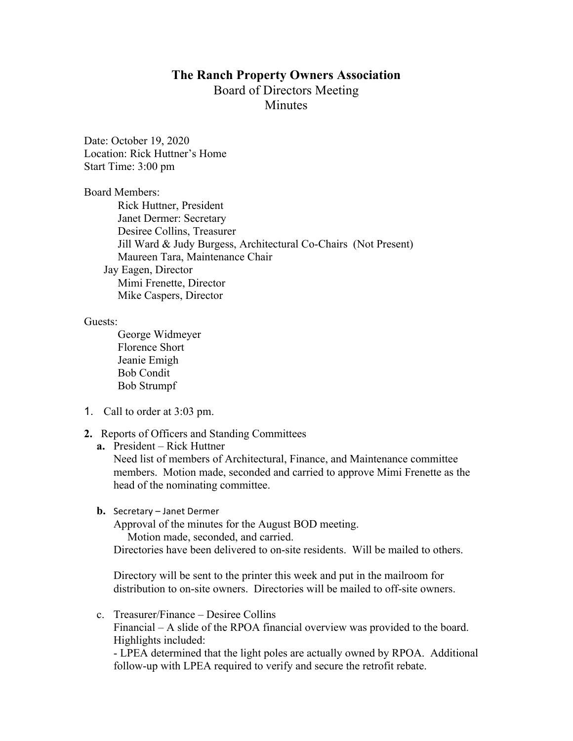# The Ranch Property Owners Association

## Board of Directors Meeting

## Minutes

Date: October 19, 2020
Location: Rick Huttner's Home
Start Time: 3:00 pm

Board Members:

- Rick Huttner, President
- Janet Dermer: Secretary
- Desiree Collins, Treasurer
- Jill Ward & Judy Burgess, Architectural Co-Chairs (Not Present)
- Maureen Tara, Maintenance Chair
- Jay Eagen, Director
- Mimi Frenette, Director
- Mike Caspers, Director

Guests:

- George Widmeyer
- Florence Short
- Jeanie Emigh
- Bob Condit
- Bob Strumpf

1. Call to order at 3:03 pm.

2. Reports of Officers and Standing Committees

   a. President – Rick Huttner
   Need list of members of Architectural, Finance, and Maintenance committee members. Motion made, seconded and carried to approve Mimi Frenette as the head of the nominating committee.

   b. Secretary – Janet Dermer
   Approval of the minutes for the August BOD meeting.
   Motion made, seconded, and carried.
   Directories have been delivered to on-site residents. Will be mailed to others.

   Directory will be sent to the printer this week and put in the mailroom for distribution to on-site owners. Directories will be mailed to off-site owners.

   c. Treasurer/Finance – Desiree Collins
   Financial – A slide of the RPOA financial overview was provided to the board. Highlights included:
   - LPEA determined that the light poles are actually owned by RPOA. Additional follow-up with LPEA required to verify and secure the retrofit rebate.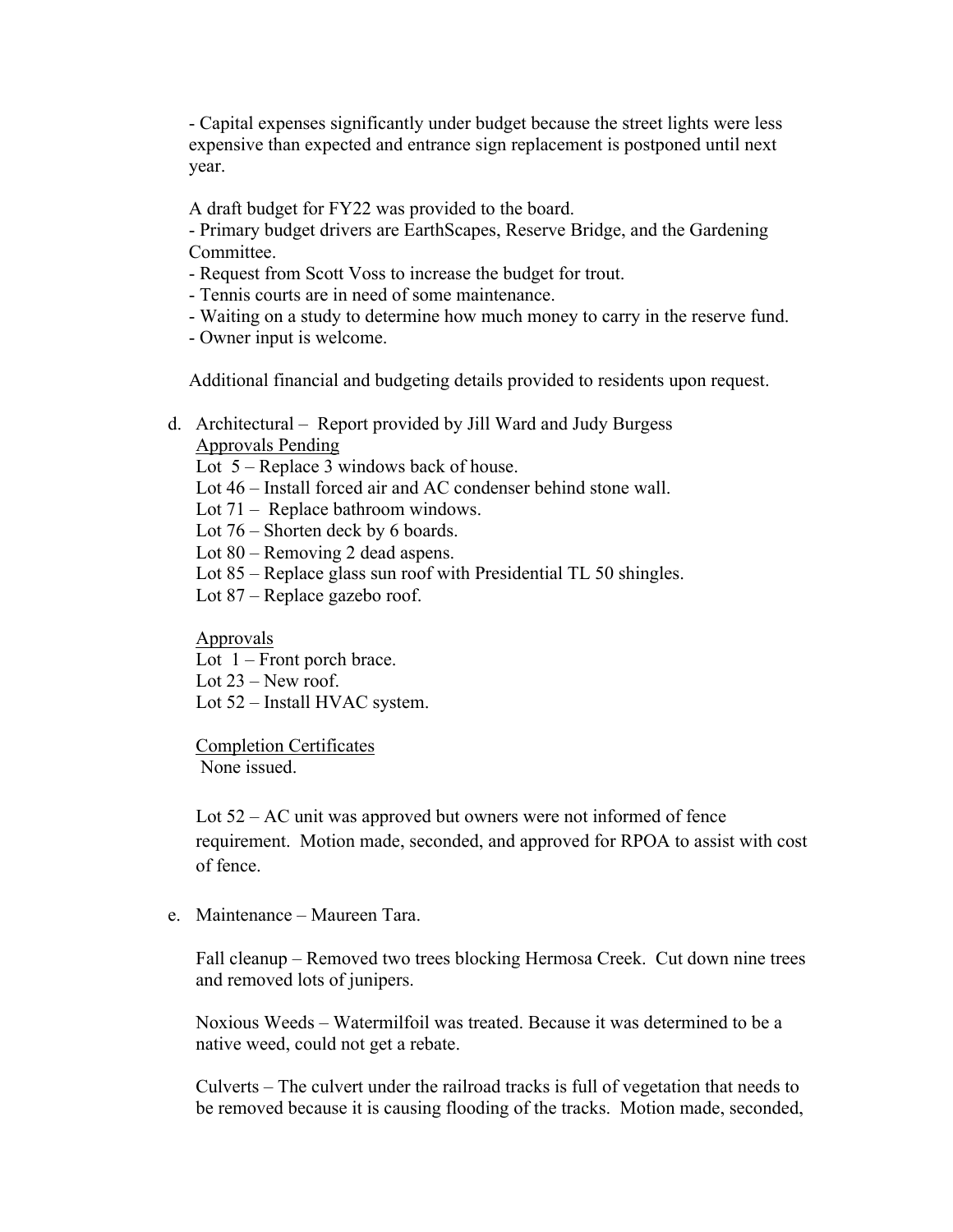- Capital expenses significantly under budget because the street lights were less expensive than expected and entrance sign replacement is postponed until next year.

A draft budget for FY22 was provided to the board.
- Primary budget drivers are EarthScapes, Reserve Bridge, and the Gardening Committee.
- Request from Scott Voss to increase the budget for trout.
- Tennis courts are in need of some maintenance.
- Waiting on a study to determine how much money to carry in the reserve fund.
- Owner input is welcome.

Additional financial and budgeting details provided to residents upon request.

d. Architectural – Report provided by Jill Ward and Judy Burgess

<u>Approvals Pending</u>

Lot 5 – Replace 3 windows back of house.
Lot 46 – Install forced air and AC condenser behind stone wall.
Lot 71 – Replace bathroom windows.
Lot 76 – Shorten deck by 6 boards.
Lot 80 – Removing 2 dead aspens.
Lot 85 – Replace glass sun roof with Presidential TL 50 shingles.
Lot 87 – Replace gazebo roof.

<u>Approvals</u>

Lot 1 – Front porch brace.
Lot 23 – New roof.
Lot 52 – Install HVAC system.

<u>Completion Certificates</u>

None issued.

Lot 52 – AC unit was approved but owners were not informed of fence requirement. Motion made, seconded, and approved for RPOA to assist with cost of fence.

e. Maintenance – Maureen Tara.

Fall cleanup – Removed two trees blocking Hermosa Creek. Cut down nine trees and removed lots of junipers.

Noxious Weeds – Watermilfoil was treated. Because it was determined to be a native weed, could not get a rebate.

Culverts – The culvert under the railroad tracks is full of vegetation that needs to be removed because it is causing flooding of the tracks. Motion made, seconded,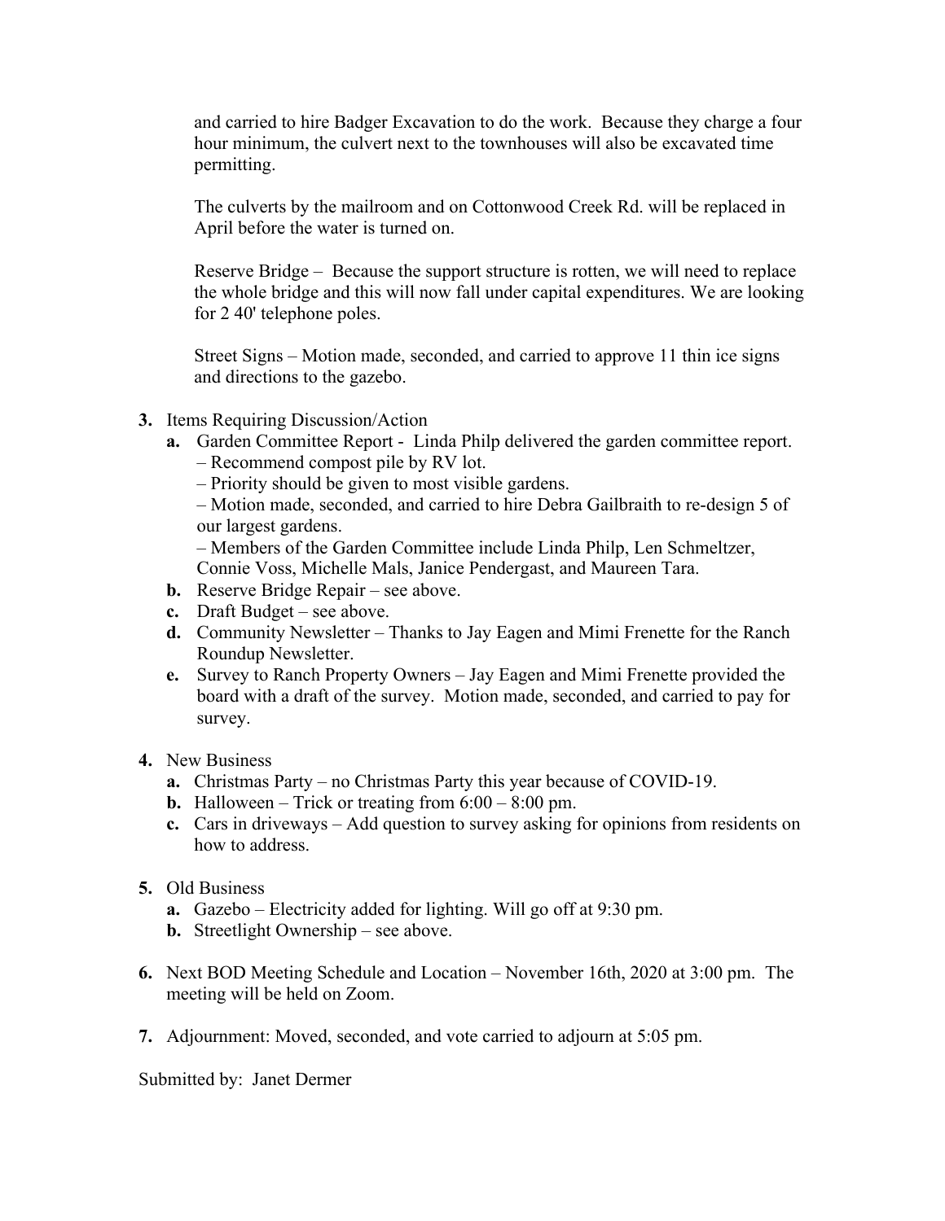and carried to hire Badger Excavation to do the work. Because they charge a four hour minimum, the culvert next to the townhouses will also be excavated time permitting.

The culverts by the mailroom and on Cottonwood Creek Rd. will be replaced in April before the water is turned on.

Reserve Bridge – Because the support structure is rotten, we will need to replace the whole bridge and this will now fall under capital expenditures. We are looking for 2 40' telephone poles.

Street Signs – Motion made, seconded, and carried to approve 11 thin ice signs and directions to the gazebo.

**3.** Items Requiring Discussion/Action

- **a.** Garden Committee Report - Linda Philp delivered the garden committee report.
  – Recommend compost pile by RV lot.
  – Priority should be given to most visible gardens.
  – Motion made, seconded, and carried to hire Debra Gailbraith to re-design 5 of our largest gardens.
  – Members of the Garden Committee include Linda Philp, Len Schmeltzer, Connie Voss, Michelle Mals, Janice Pendergast, and Maureen Tara.
- **b.** Reserve Bridge Repair – see above.
- **c.** Draft Budget – see above.
- **d.** Community Newsletter – Thanks to Jay Eagen and Mimi Frenette for the Ranch Roundup Newsletter.
- **e.** Survey to Ranch Property Owners – Jay Eagen and Mimi Frenette provided the board with a draft of the survey. Motion made, seconded, and carried to pay for survey.

**4.** New Business

- **a.** Christmas Party – no Christmas Party this year because of COVID-19.
- **b.** Halloween – Trick or treating from 6:00 – 8:00 pm.
- **c.** Cars in driveways – Add question to survey asking for opinions from residents on how to address.

**5.** Old Business

- **a.** Gazebo – Electricity added for lighting. Will go off at 9:30 pm.
- **b.** Streetlight Ownership – see above.

**6.** Next BOD Meeting Schedule and Location – November 16th, 2020 at 3:00 pm. The meeting will be held on Zoom.

**7.** Adjournment: Moved, seconded, and vote carried to adjourn at 5:05 pm.

Submitted by: Janet Dermer